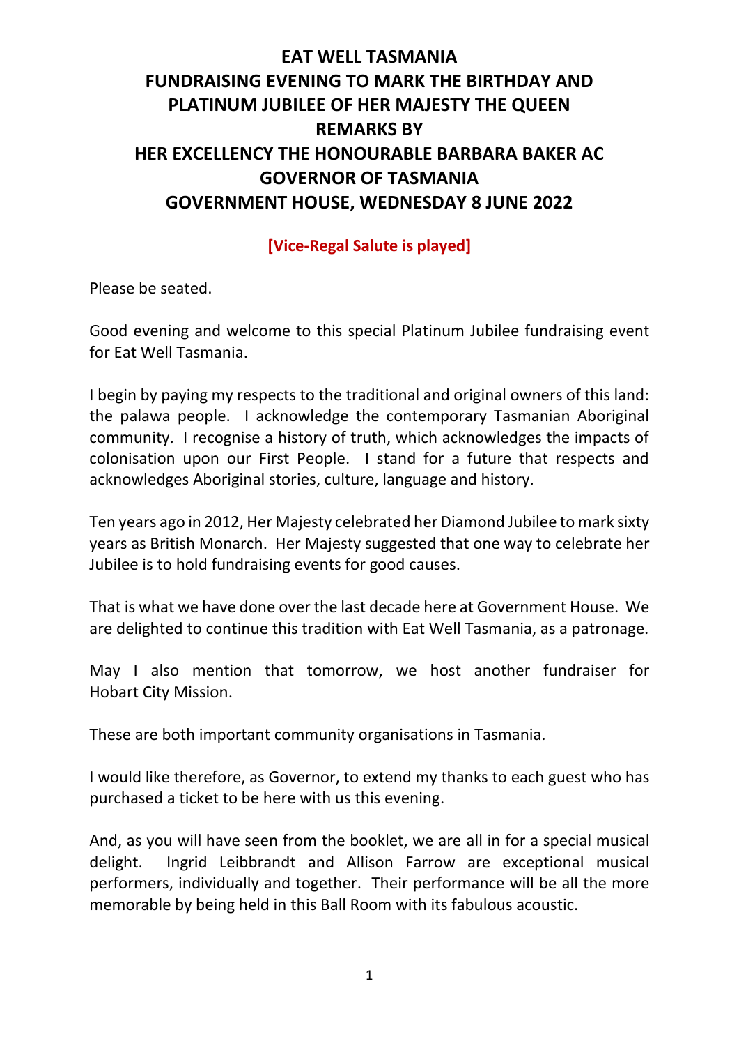# EAT WELL TASMANIA
# FUNDRAISING EVENING TO MARK THE BIRTHDAY AND PLATINUM JUBILEE OF HER MAJESTY THE QUEEN
# REMARKS BY
# HER EXCELLENCY THE HONOURABLE BARBARA BAKER AC
# GOVERNOR OF TASMANIA
# GOVERNMENT HOUSE, WEDNESDAY 8 JUNE 2022

**[Vice-Regal Salute is played]**

Please be seated.

Good evening and welcome to this special Platinum Jubilee fundraising event for Eat Well Tasmania.

I begin by paying my respects to the traditional and original owners of this land: the palawa people. I acknowledge the contemporary Tasmanian Aboriginal community. I recognise a history of truth, which acknowledges the impacts of colonisation upon our First People. I stand for a future that respects and acknowledges Aboriginal stories, culture, language and history.

Ten years ago in 2012, Her Majesty celebrated her Diamond Jubilee to mark sixty years as British Monarch. Her Majesty suggested that one way to celebrate her Jubilee is to hold fundraising events for good causes.

That is what we have done over the last decade here at Government House. We are delighted to continue this tradition with Eat Well Tasmania, as a patronage.

May I also mention that tomorrow, we host another fundraiser for Hobart City Mission.

These are both important community organisations in Tasmania.

I would like therefore, as Governor, to extend my thanks to each guest who has purchased a ticket to be here with us this evening.

And, as you will have seen from the booklet, we are all in for a special musical delight. Ingrid Leibbrandt and Allison Farrow are exceptional musical performers, individually and together. Their performance will be all the more memorable by being held in this Ball Room with its fabulous acoustic.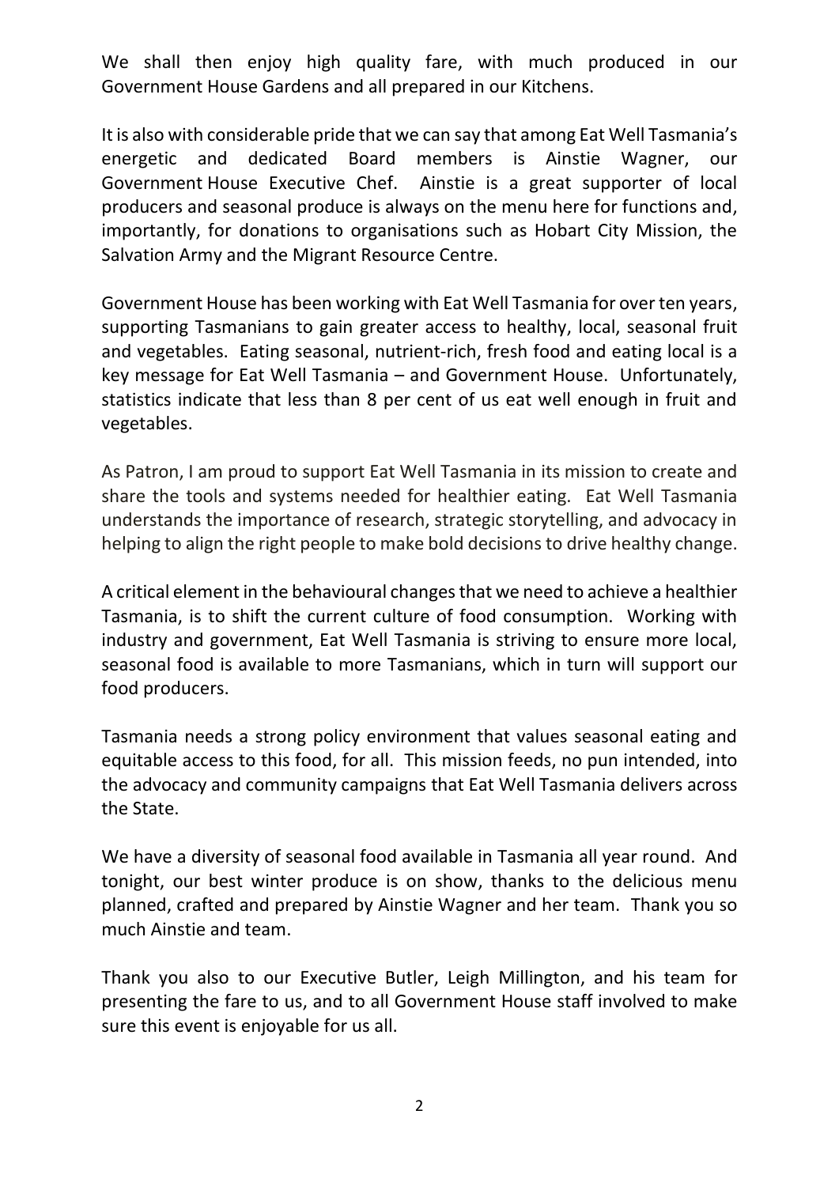We shall then enjoy high quality fare, with much produced in our Government House Gardens and all prepared in our Kitchens.

It is also with considerable pride that we can say that among Eat Well Tasmania's energetic and dedicated Board members is Ainstie Wagner, our Government House Executive Chef. Ainstie is a great supporter of local producers and seasonal produce is always on the menu here for functions and, importantly, for donations to organisations such as Hobart City Mission, the Salvation Army and the Migrant Resource Centre.

Government House has been working with Eat Well Tasmania for over ten years, supporting Tasmanians to gain greater access to healthy, local, seasonal fruit and vegetables. Eating seasonal, nutrient-rich, fresh food and eating local is a key message for Eat Well Tasmania – and Government House. Unfortunately, statistics indicate that less than 8 per cent of us eat well enough in fruit and vegetables.

As Patron, I am proud to support Eat Well Tasmania in its mission to create and share the tools and systems needed for healthier eating. Eat Well Tasmania understands the importance of research, strategic storytelling, and advocacy in helping to align the right people to make bold decisions to drive healthy change.

A critical element in the behavioural changes that we need to achieve a healthier Tasmania, is to shift the current culture of food consumption. Working with industry and government, Eat Well Tasmania is striving to ensure more local, seasonal food is available to more Tasmanians, which in turn will support our food producers.

Tasmania needs a strong policy environment that values seasonal eating and equitable access to this food, for all. This mission feeds, no pun intended, into the advocacy and community campaigns that Eat Well Tasmania delivers across the State.

We have a diversity of seasonal food available in Tasmania all year round. And tonight, our best winter produce is on show, thanks to the delicious menu planned, crafted and prepared by Ainstie Wagner and her team. Thank you so much Ainstie and team.

Thank you also to our Executive Butler, Leigh Millington, and his team for presenting the fare to us, and to all Government House staff involved to make sure this event is enjoyable for us all.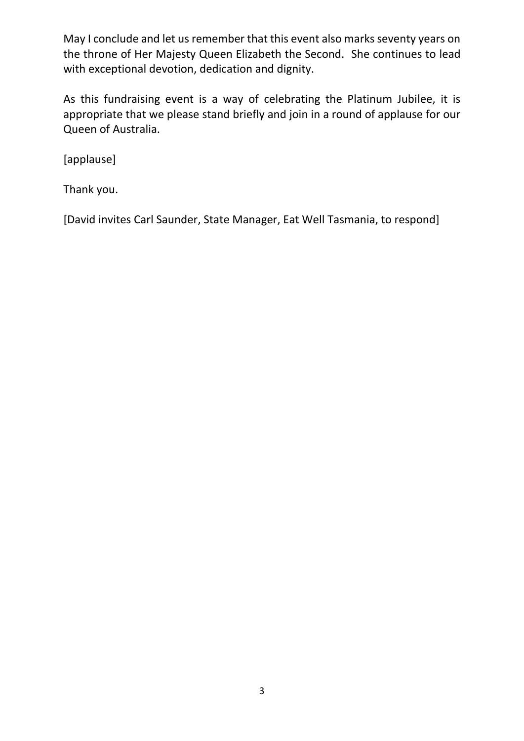May I conclude and let us remember that this event also marks seventy years on the throne of Her Majesty Queen Elizabeth the Second. She continues to lead with exceptional devotion, dedication and dignity.

As this fundraising event is a way of celebrating the Platinum Jubilee, it is appropriate that we please stand briefly and join in a round of applause for our Queen of Australia.

[applause]

Thank you.

[David invites Carl Saunder, State Manager, Eat Well Tasmania, to respond]